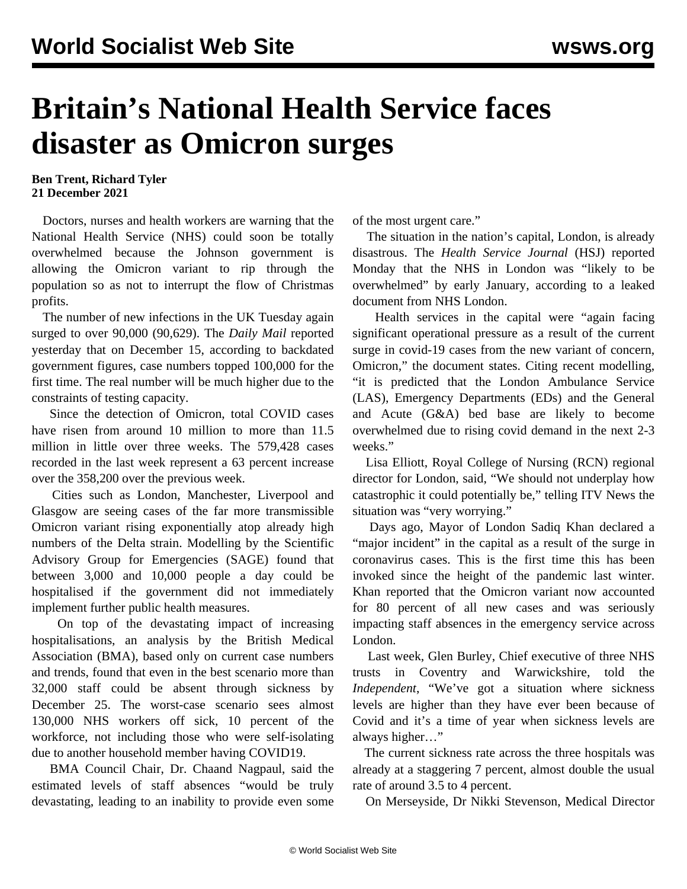# Britain's National Health Service faces disaster as Omicron surges

**Ben Trent, Richard Tyler**
**21 December 2021**

Doctors, nurses and health workers are warning that the National Health Service (NHS) could soon be totally overwhelmed because the Johnson government is allowing the Omicron variant to rip through the population so as not to interrupt the flow of Christmas profits.

The number of new infections in the UK Tuesday again surged to over 90,000 (90,629). The *Daily Mail* reported yesterday that on December 15, according to backdated government figures, case numbers topped 100,000 for the first time. The real number will be much higher due to the constraints of testing capacity.

Since the detection of Omicron, total COVID cases have risen from around 10 million to more than 11.5 million in little over three weeks. The 579,428 cases recorded in the last week represent a 63 percent increase over the 358,200 over the previous week.

Cities such as London, Manchester, Liverpool and Glasgow are seeing cases of the far more transmissible Omicron variant rising exponentially atop already high numbers of the Delta strain. Modelling by the Scientific Advisory Group for Emergencies (SAGE) found that between 3,000 and 10,000 people a day could be hospitalised if the government did not immediately implement further public health measures.

On top of the devastating impact of increasing hospitalisations, an analysis by the British Medical Association (BMA), based only on current case numbers and trends, found that even in the best scenario more than 32,000 staff could be absent through sickness by December 25. The worst-case scenario sees almost 130,000 NHS workers off sick, 10 percent of the workforce, not including those who were self-isolating due to another household member having COVID19.

BMA Council Chair, Dr. Chaand Nagpaul, said the estimated levels of staff absences "would be truly devastating, leading to an inability to provide even some of the most urgent care."

The situation in the nation's capital, London, is already disastrous. The *Health Service Journal* (HSJ) reported Monday that the NHS in London was "likely to be overwhelmed" by early January, according to a leaked document from NHS London.

Health services in the capital were "again facing significant operational pressure as a result of the current surge in covid-19 cases from the new variant of concern, Omicron," the document states. Citing recent modelling, "it is predicted that the London Ambulance Service (LAS), Emergency Departments (EDs) and the General and Acute (G&A) bed base are likely to become overwhelmed due to rising covid demand in the next 2-3 weeks."

Lisa Elliott, Royal College of Nursing (RCN) regional director for London, said, "We should not underplay how catastrophic it could potentially be," telling ITV News the situation was "very worrying."

Days ago, Mayor of London Sadiq Khan declared a "major incident" in the capital as a result of the surge in coronavirus cases. This is the first time this has been invoked since the height of the pandemic last winter. Khan reported that the Omicron variant now accounted for 80 percent of all new cases and was seriously impacting staff absences in the emergency service across London.

Last week, Glen Burley, Chief executive of three NHS trusts in Coventry and Warwickshire, told the *Independent*, "We've got a situation where sickness levels are higher than they have ever been because of Covid and it's a time of year when sickness levels are always higher…"

The current sickness rate across the three hospitals was already at a staggering 7 percent, almost double the usual rate of around 3.5 to 4 percent.

On Merseyside, Dr Nikki Stevenson, Medical Director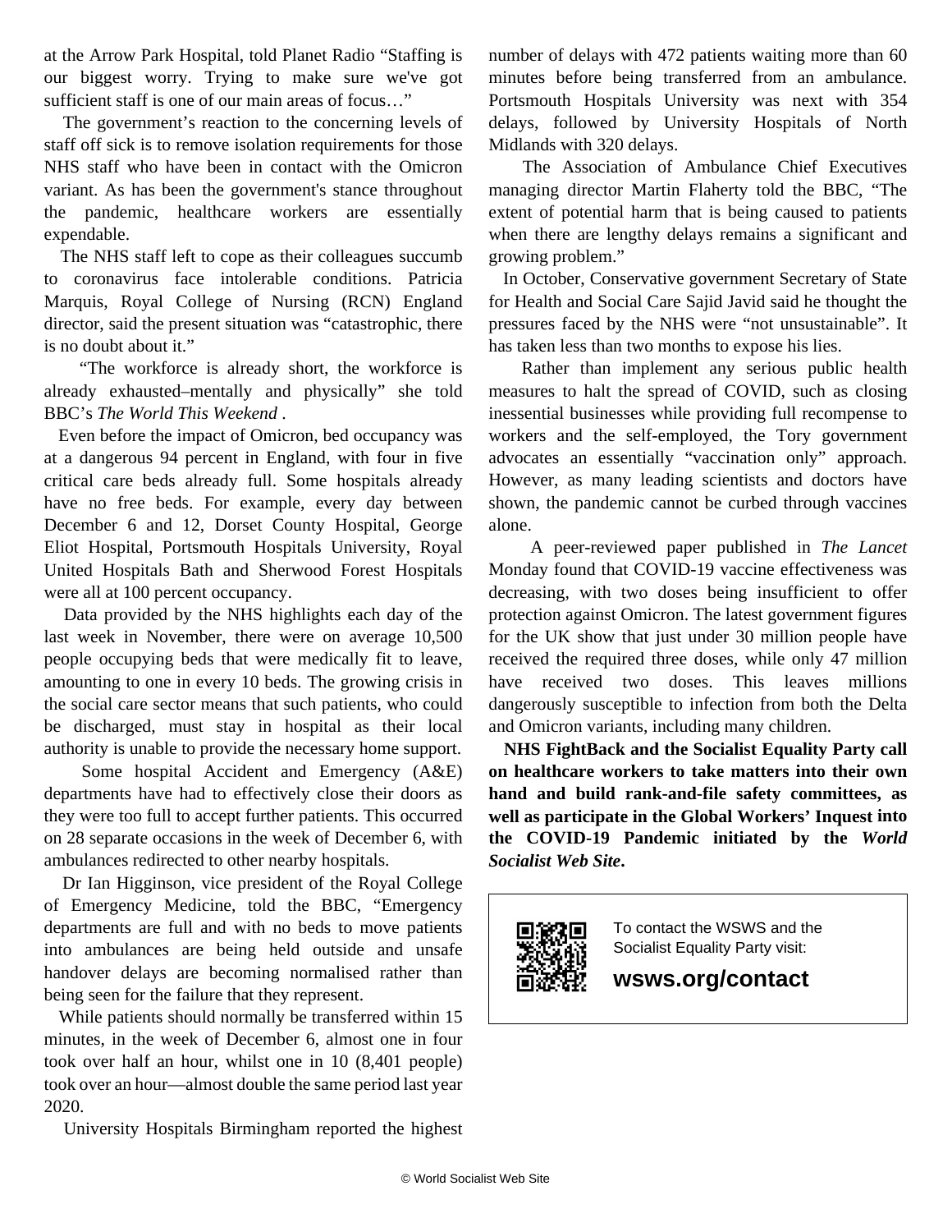at the Arrow Park Hospital, told Planet Radio "Staffing is our biggest worry. Trying to make sure we've got sufficient staff is one of our main areas of focus…"

The government's reaction to the concerning levels of staff off sick is to remove isolation requirements for those NHS staff who have been in contact with the Omicron variant. As has been the government's stance throughout the pandemic, healthcare workers are essentially expendable.

The NHS staff left to cope as their colleagues succumb to coronavirus face intolerable conditions. Patricia Marquis, Royal College of Nursing (RCN) England director, said the present situation was "catastrophic, there is no doubt about it."

"The workforce is already short, the workforce is already exhausted–mentally and physically" she told BBC's *The World This Weekend* .

Even before the impact of Omicron, bed occupancy was at a dangerous 94 percent in England, with four in five critical care beds already full. Some hospitals already have no free beds. For example, every day between December 6 and 12, Dorset County Hospital, George Eliot Hospital, Portsmouth Hospitals University, Royal United Hospitals Bath and Sherwood Forest Hospitals were all at 100 percent occupancy.

Data provided by the NHS highlights each day of the last week in November, there were on average 10,500 people occupying beds that were medically fit to leave, amounting to one in every 10 beds. The growing crisis in the social care sector means that such patients, who could be discharged, must stay in hospital as their local authority is unable to provide the necessary home support.

Some hospital Accident and Emergency (A&E) departments have had to effectively close their doors as they were too full to accept further patients. This occurred on 28 separate occasions in the week of December 6, with ambulances redirected to other nearby hospitals.

Dr Ian Higginson, vice president of the Royal College of Emergency Medicine, told the BBC, "Emergency departments are full and with no beds to move patients into ambulances are being held outside and unsafe handover delays are becoming normalised rather than being seen for the failure that they represent.

While patients should normally be transferred within 15 minutes, in the week of December 6, almost one in four took over half an hour, whilst one in 10 (8,401 people) took over an hour—almost double the same period last year 2020.

University Hospitals Birmingham reported the highest number of delays with 472 patients waiting more than 60 minutes before being transferred from an ambulance. Portsmouth Hospitals University was next with 354 delays, followed by University Hospitals of North Midlands with 320 delays.

The Association of Ambulance Chief Executives managing director Martin Flaherty told the BBC, "The extent of potential harm that is being caused to patients when there are lengthy delays remains a significant and growing problem."

In October, Conservative government Secretary of State for Health and Social Care Sajid Javid said he thought the pressures faced by the NHS were "not unsustainable". It has taken less than two months to expose his lies.

Rather than implement any serious public health measures to halt the spread of COVID, such as closing inessential businesses while providing full recompense to workers and the self-employed, the Tory government advocates an essentially "vaccination only" approach. However, as many leading scientists and doctors have shown, the pandemic cannot be curbed through vaccines alone.

A peer-reviewed paper published in *The Lancet* Monday found that COVID-19 vaccine effectiveness was decreasing, with two doses being insufficient to offer protection against Omicron. The latest government figures for the UK show that just under 30 million people have received the required three doses, while only 47 million have received two doses. This leaves millions dangerously susceptible to infection from both the Delta and Omicron variants, including many children.

**NHS FightBack and the Socialist Equality Party call on healthcare workers to take matters into their own hand and build rank-and-file safety committees, as well as participate in the Global Workers' Inquest into the COVID-19 Pandemic initiated by the *World Socialist Web Site*.**

To contact the WSWS and the Socialist Equality Party visit:

**wsws.org/contact**